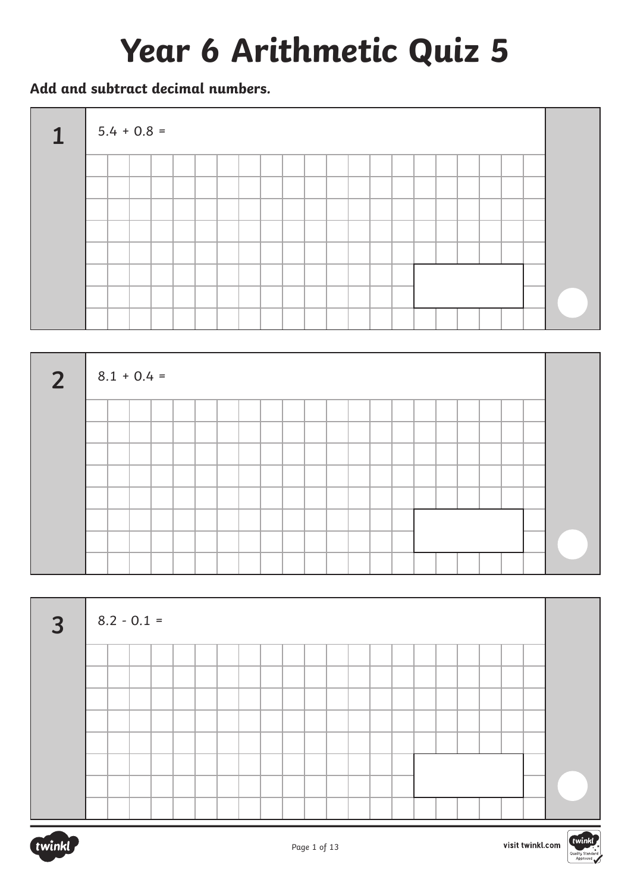# Year 6 Arithmetic Quiz 5

**Add and subtract decimal numbers.**

**1** $5.4 + 0.8 =$

**2** $8.1 + 0.4 =$

**3** $8.2 - 0.1 =$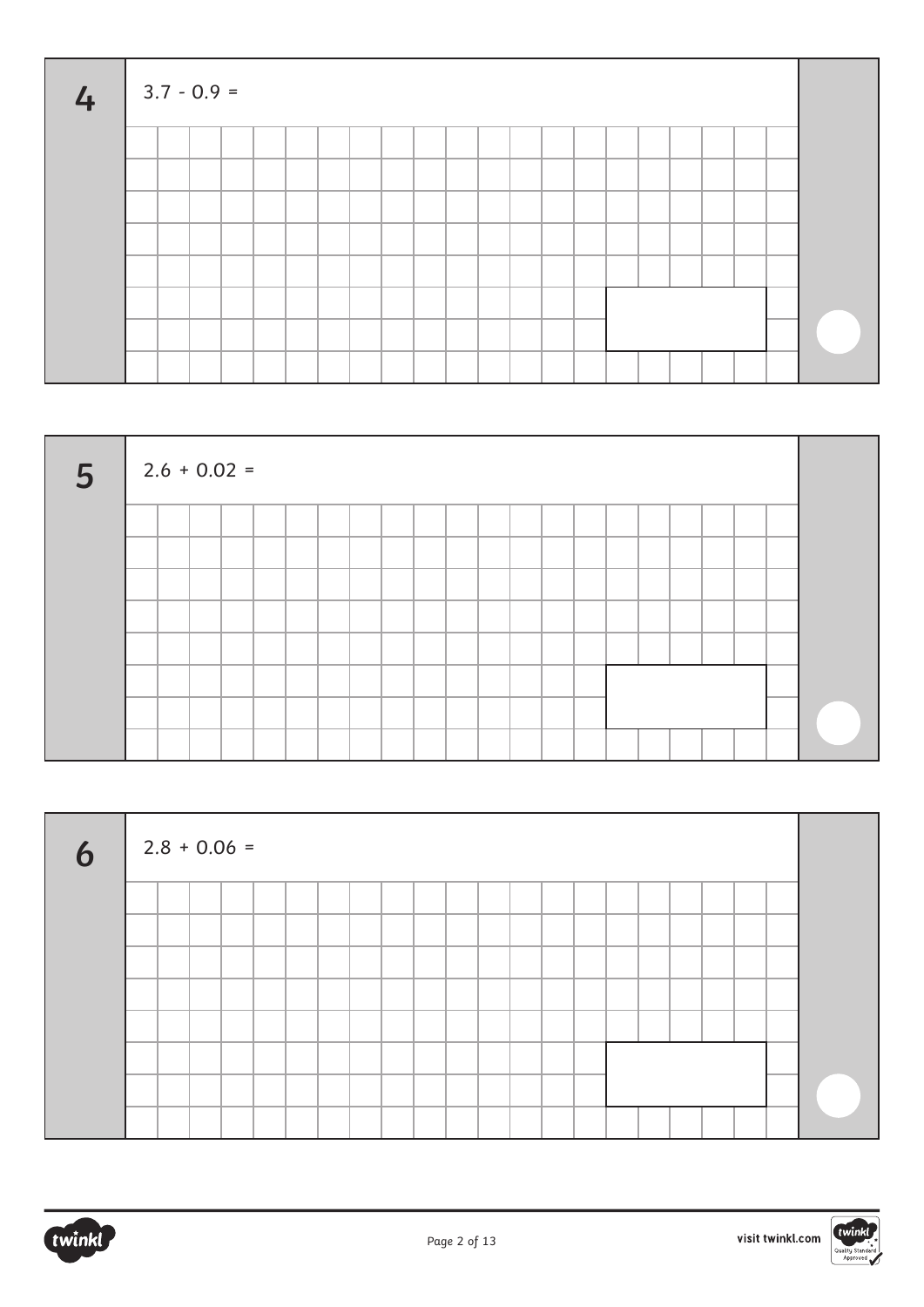**4**

$3.7 - 0.9 =$

**5**

$2.6 + 0.02 =$

**6**

$2.8 + 0.06 =$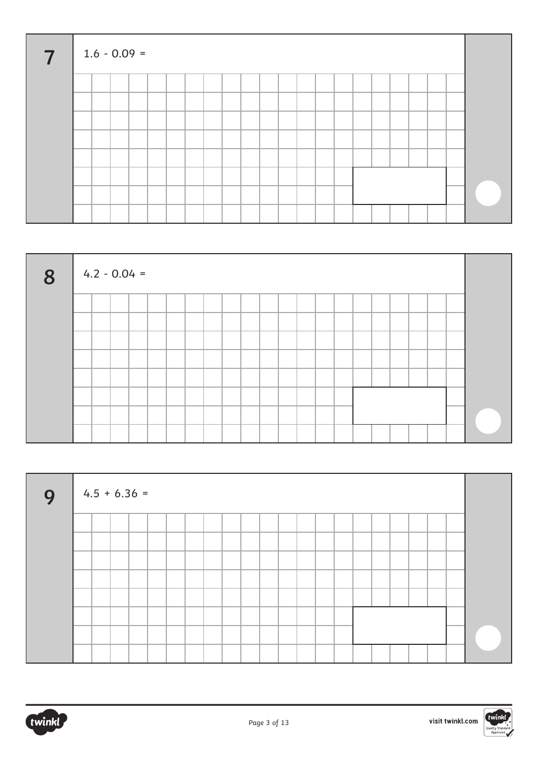**7**

$1.6 - 0.09 =$

**8**

$4.2 - 0.04 =$

**9**

$4.5 + 6.36 =$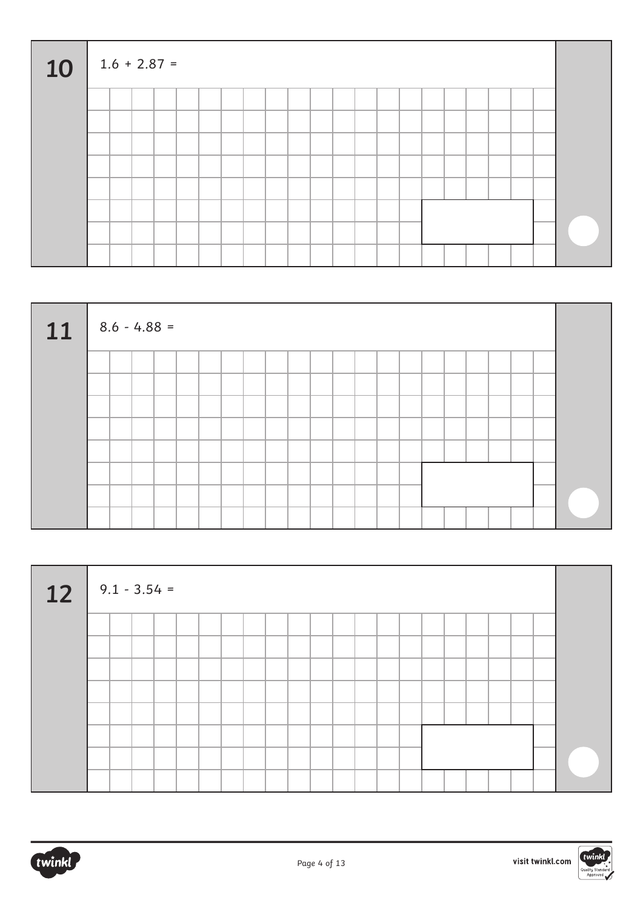**10**

$1.6 + 2.87 =$

**11**

$8.6 - 4.88 =$

**12**

$9.1 - 3.54 =$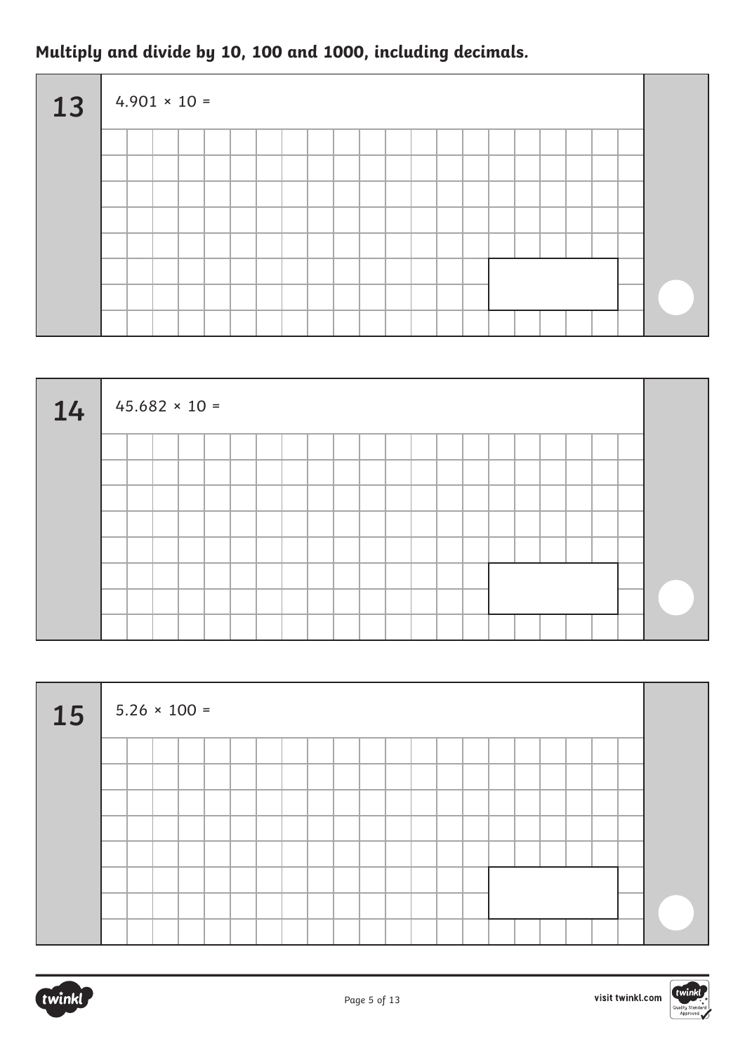**Multiply and divide by 10, 100 and 1000, including decimals.**

**13**

$4.901 \times 10 =$

**14**

$45.682 \times 10 =$

**15**

$5.26 \times 100 =$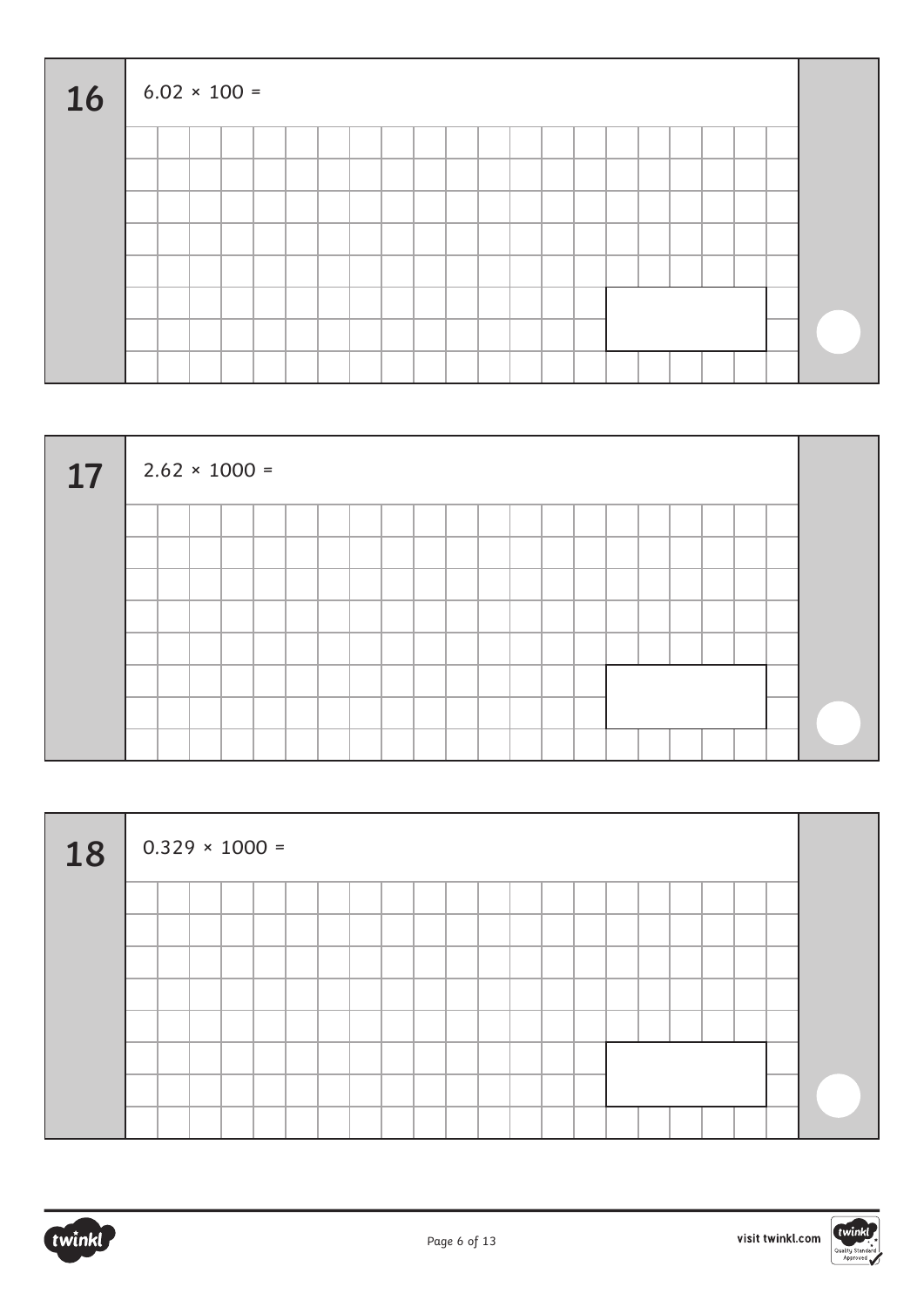**16** $6.02 \times 100 =$

**17** $2.62 \times 1000 =$

**18** $0.329 \times 1000 =$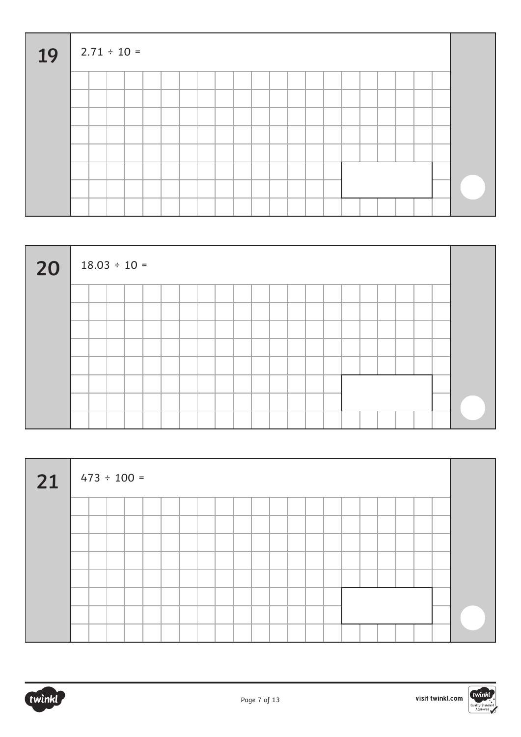**19**

$2.71 \div 10 =$

**20**

$18.03 \div 10 =$

**21**

$473 \div 100 =$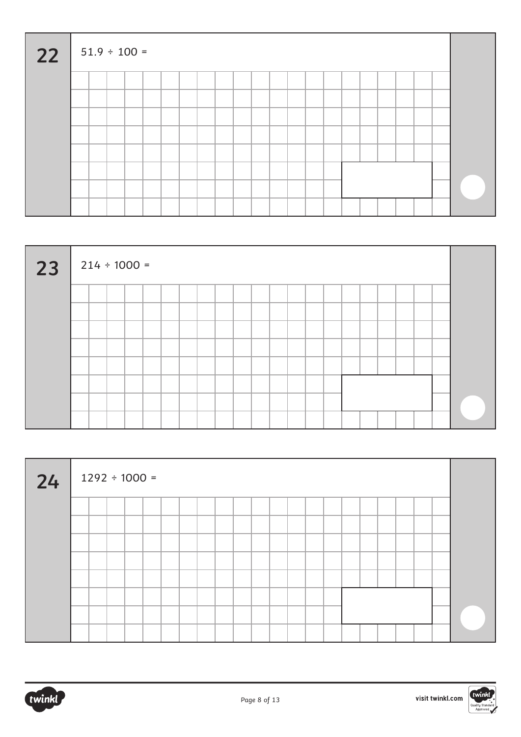**22**

$51.9 \div 100 =$

**23**

$214 \div 1000 =$

**24**

$1292 \div 1000 =$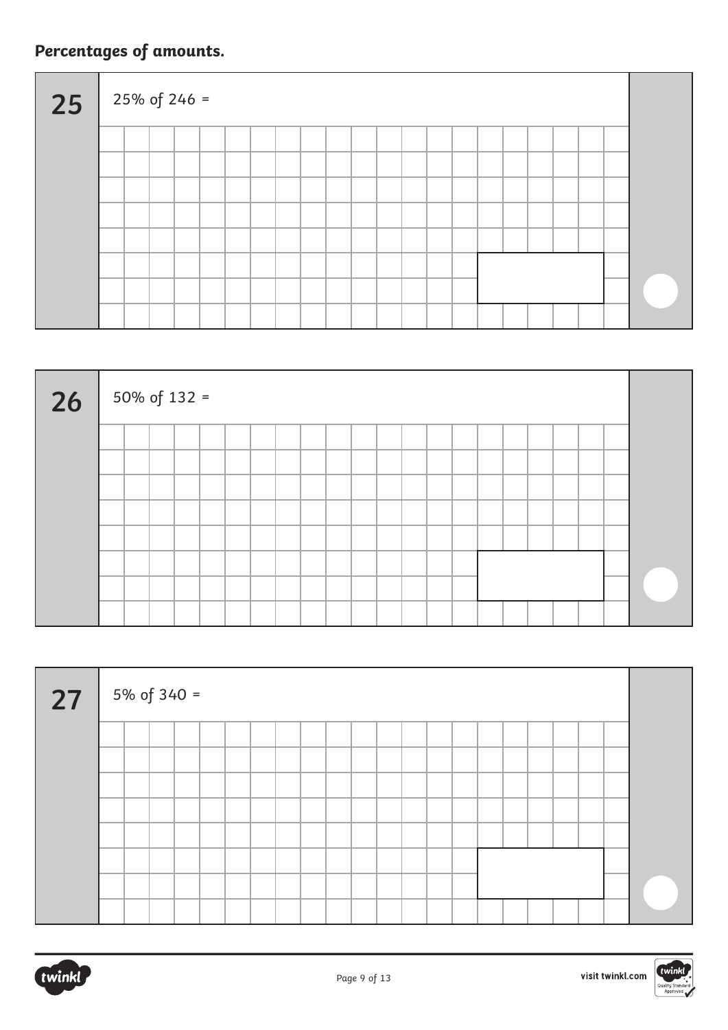## *Percentages of amounts.*

**25**

25% of 246 =

**26**

50% of 132 =

**27**

5% of 340 =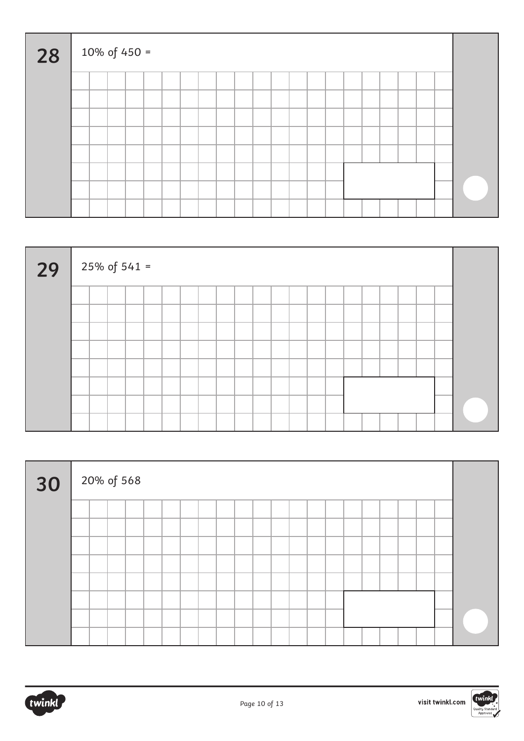**28**

10% of 450 =

**29**

25% of 541 =

**30**

20% of 568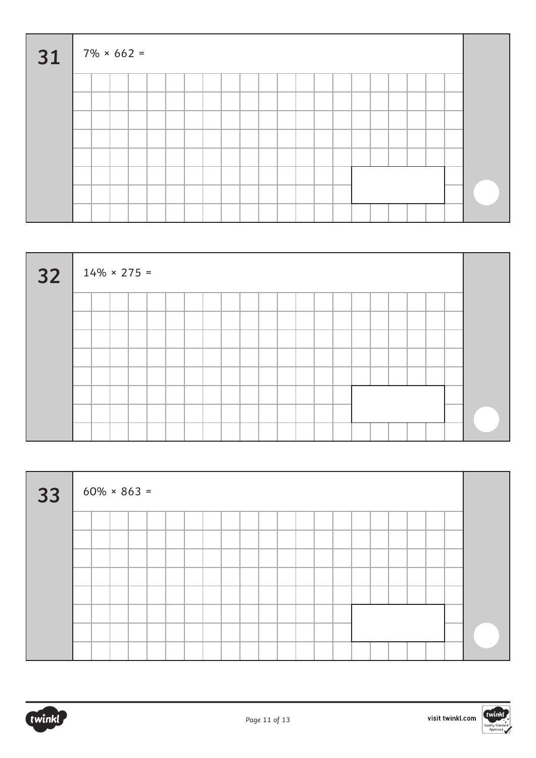**31**

$7\% \times 662 =$

**32**

$14\% \times 275 =$

**33**

$60\% \times 863 =$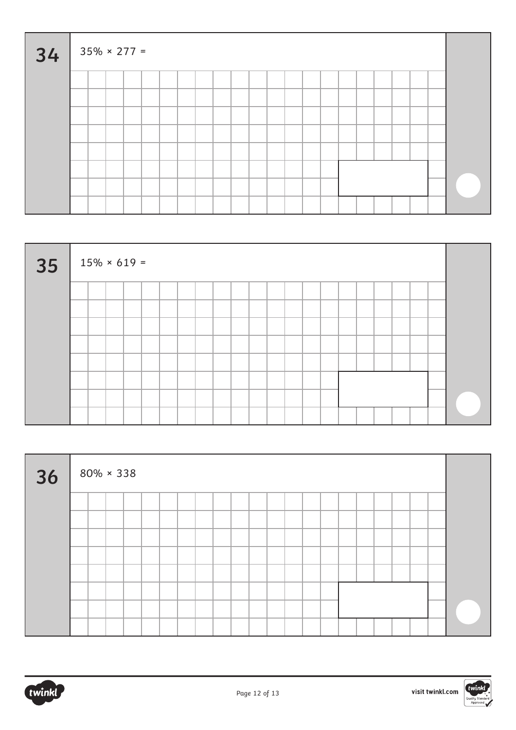**34**

$35\% \times 277 =$

**35**

$15\% \times 619 =$

**36**

$80\% \times 338$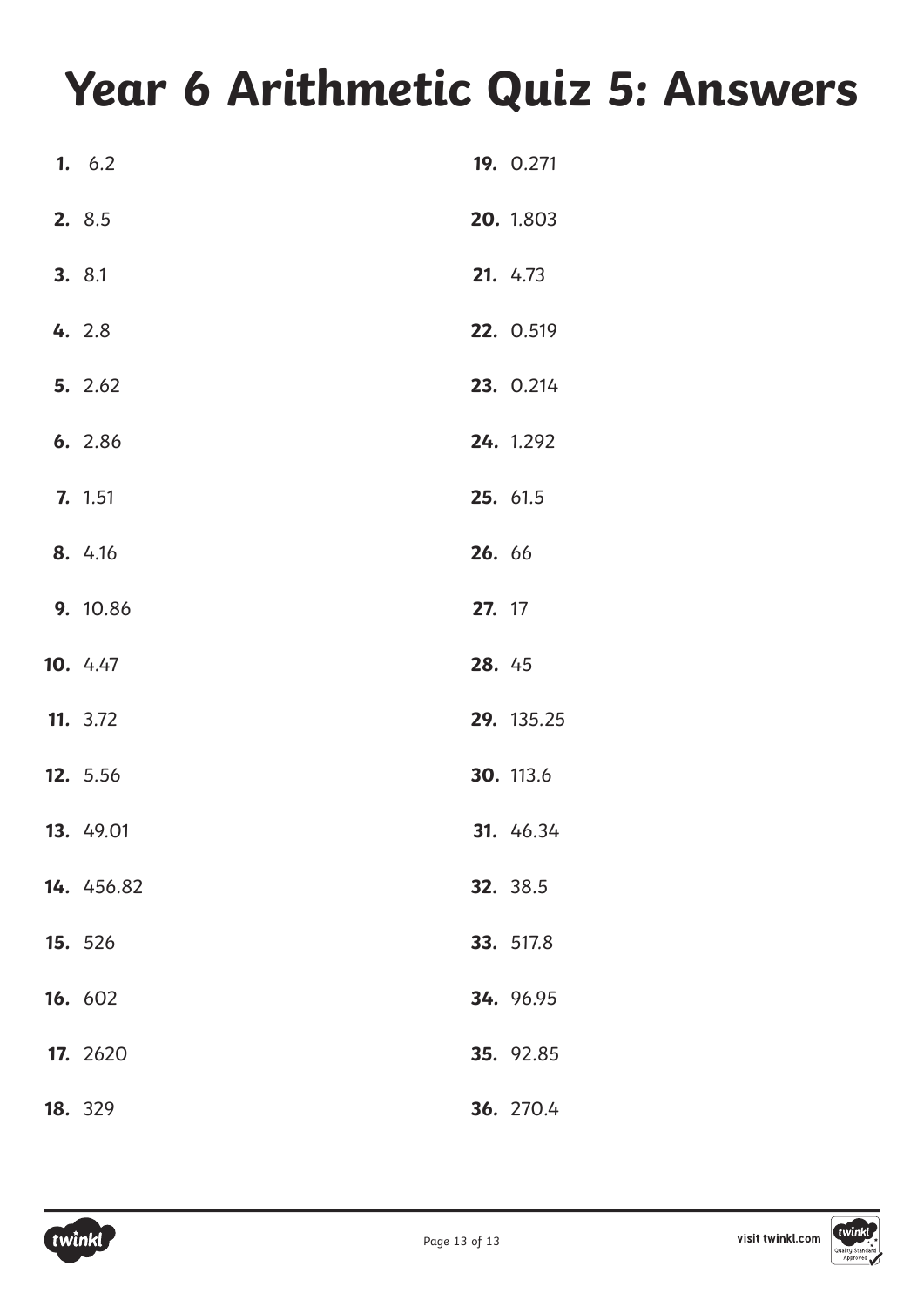# Year 6 Arithmetic Quiz 5: Answers

1. 6.2
2. 8.5
3. 8.1
4. 2.8
5. 2.62
6. 2.86
7. 1.51
8. 4.16
9. 10.86
10. 4.47
11. 3.72
12. 5.56
13. 49.01
14. 456.82
15. 526
16. 602
17. 2620
18. 329
19. 0.271
20. 1.803
21. 4.73
22. 0.519
23. 0.214
24. 1.292
25. 61.5
26. 66
27. 17
28. 45
29. 135.25
30. 113.6
31. 46.34
32. 38.5
33. 517.8
34. 96.95
35. 92.85
36. 270.4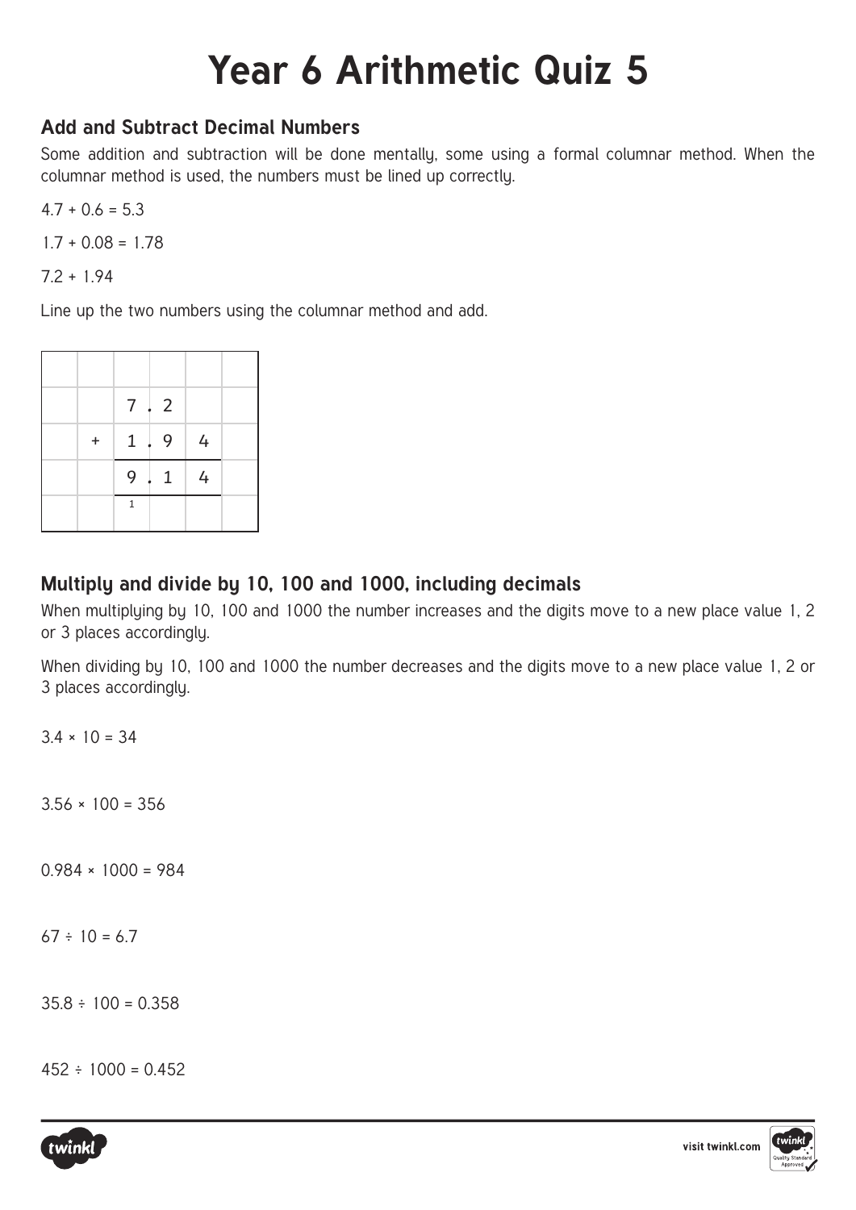# Year 6 Arithmetic Quiz 5

## Add and Subtract Decimal Numbers

Some addition and subtraction will be done mentally, some using a formal columnar method. When the columnar method is used, the numbers must be lined up correctly.

4.7 + 0.6 = 5.3

1.7 + 0.08 = 1.78

7.2 + 1.94

Line up the two numbers using the columnar method and add.

| | | | | | |
|---|---|---|---|---|---|
| | | | | | |
| | | 7 | . 2 | | |
| | + | 1 | . 9 | 4 | |
| | | 9 | . 1 | 4 | |
| | | 1 | | | |

## Multiply and divide by 10, 100 and 1000, including decimals

When multiplying by 10, 100 and 1000 the number increases and the digits move to a new place value 1, 2 or 3 places accordingly.

When dividing by 10, 100 and 1000 the number decreases and the digits move to a new place value 1, 2 or 3 places accordingly.

3.4 × 10 = 34

3.56 × 100 = 356

0.984 × 1000 = 984

67 ÷ 10 = 6.7

35.8 ÷ 100 = 0.358

452 ÷ 1000 = 0.452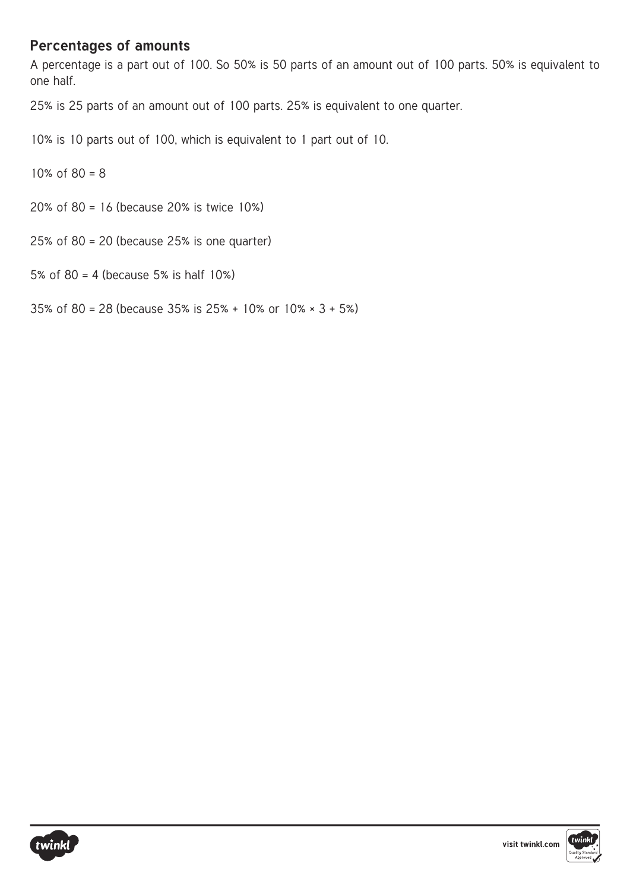## Percentages of amounts

A percentage is a part out of 100. So 50% is 50 parts of an amount out of 100 parts. 50% is equivalent to one half.

25% is 25 parts of an amount out of 100 parts. 25% is equivalent to one quarter.

10% is 10 parts out of 100, which is equivalent to 1 part out of 10.

10% of 80 = 8

20% of 80 = 16 (because 20% is twice 10%)

25% of 80 = 20 (because 25% is one quarter)

5% of 80 = 4 (because 5% is half 10%)

35% of 80 = 28 (because 35% is 25% + 10% or 10% × 3 + 5%)